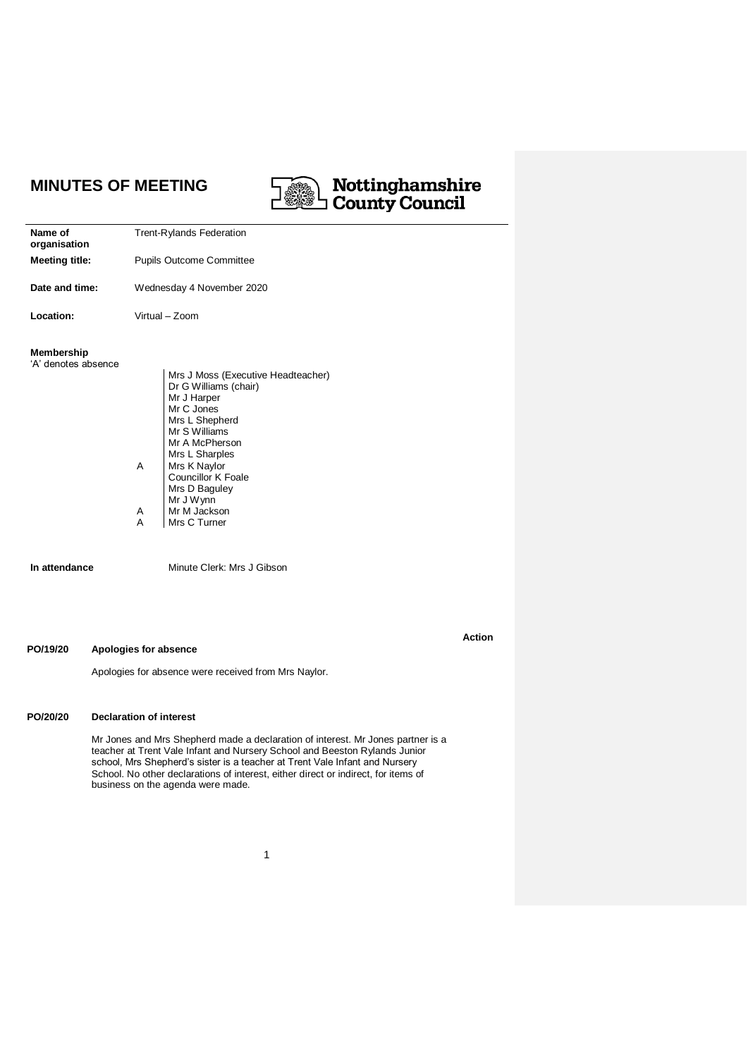# MINUTES OF MEETING

Nottinghamshire County Council

| | |
|---|---|
| **Name of organisation** | Trent-Rylands Federation |
| **Meeting title:** | Pupils Outcome Committee |
| **Date and time:** | Wednesday 4 November 2020 |
| **Location:** | Virtual – Zoom |

**Membership**
'A' denotes absence

| | |
|---|---|
| | Mrs J Moss (Executive Headteacher) |
| | Dr G Williams (chair) |
| | Mr J Harper |
| | Mr C Jones |
| | Mrs L Shepherd |
| | Mr S Williams |
| | Mr A McPherson |
| | Mrs L Sharples |
| A | Mrs K Naylor |
| | Councillor K Foale |
| | Mrs D Baguley |
| | Mr J Wynn |
| A | Mr M Jackson |
| A | Mrs C Turner |

**In attendance** Minute Clerk: Mrs J Gibson

**Action**

**PO/19/20 Apologies for absence**

Apologies for absence were received from Mrs Naylor.

**PO/20/20 Declaration of interest**

Mr Jones and Mrs Shepherd made a declaration of interest. Mr Jones partner is a teacher at Trent Vale Infant and Nursery School and Beeston Rylands Junior school, Mrs Shepherd's sister is a teacher at Trent Vale Infant and Nursery School. No other declarations of interest, either direct or indirect, for items of business on the agenda were made.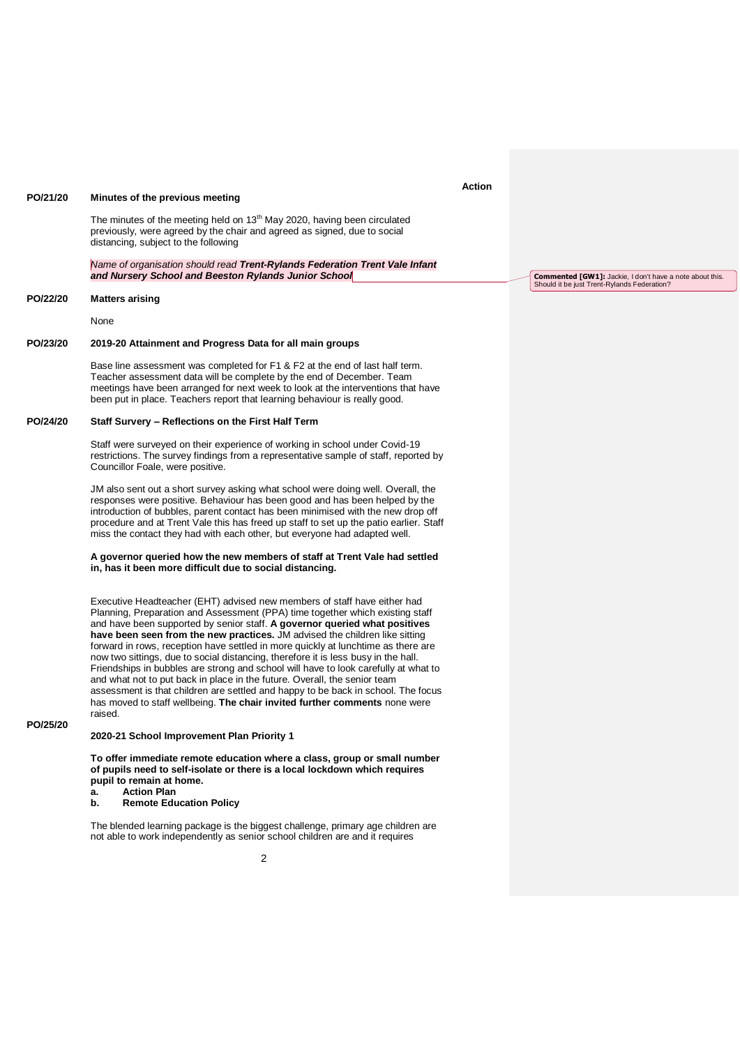**Action**

**PO/21/20 Minutes of the previous meeting**

The minutes of the meeting held on 13th May 2020, having been circulated previously, were agreed by the chair and agreed as signed, due to social distancing, subject to the following

*Name of organisation should read **Trent-Rylands Federation Trent Vale Infant and Nursery School and Beeston Rylands Junior School***

**Commented [GW1]:** Jackie, I don't have a note about this. Should it be just Trent-Rylands Federation?

**PO/22/20 Matters arising**

None

**PO/23/20 2019-20 Attainment and Progress Data for all main groups**

Base line assessment was completed for F1 & F2 at the end of last half term. Teacher assessment data will be complete by the end of December. Team meetings have been arranged for next week to look at the interventions that have been put in place. Teachers report that learning behaviour is really good.

**PO/24/20 Staff Survery – Reflections on the First Half Term**

Staff were surveyed on their experience of working in school under Covid-19 restrictions. The survey findings from a representative sample of staff, reported by Councillor Foale, were positive.

JM also sent out a short survey asking what school were doing well. Overall, the responses were positive. Behaviour has been good and has been helped by the introduction of bubbles, parent contact has been minimised with the new drop off procedure and at Trent Vale this has freed up staff to set up the patio earlier. Staff miss the contact they had with each other, but everyone had adapted well.

**A governor queried how the new members of staff at Trent Vale had settled in, has it been more difficult due to social distancing.**

Executive Headteacher (EHT) advised new members of staff have either had Planning, Preparation and Assessment (PPA) time together which existing staff and have been supported by senior staff. **A governor queried what positives have been seen from the new practices.** JM advised the children like sitting forward in rows, reception have settled in more quickly at lunchtime as there are now two sittings, due to social distancing, therefore it is less busy in the hall. Friendships in bubbles are strong and school will have to look carefully at what to and what not to put back in place in the future. Overall, the senior team assessment is that children are settled and happy to be back in school. The focus has moved to staff wellbeing. **The chair invited further comments** none were raised.

**PO/25/20 2020-21 School Improvement Plan Priority 1**

**To offer immediate remote education where a class, group or small number of pupils need to self-isolate or there is a local lockdown which requires pupil to remain at home.**

**a. Action Plan**
**b. Remote Education Policy**

The blended learning package is the biggest challenge, primary age children are not able to work independently as senior school children are and it requires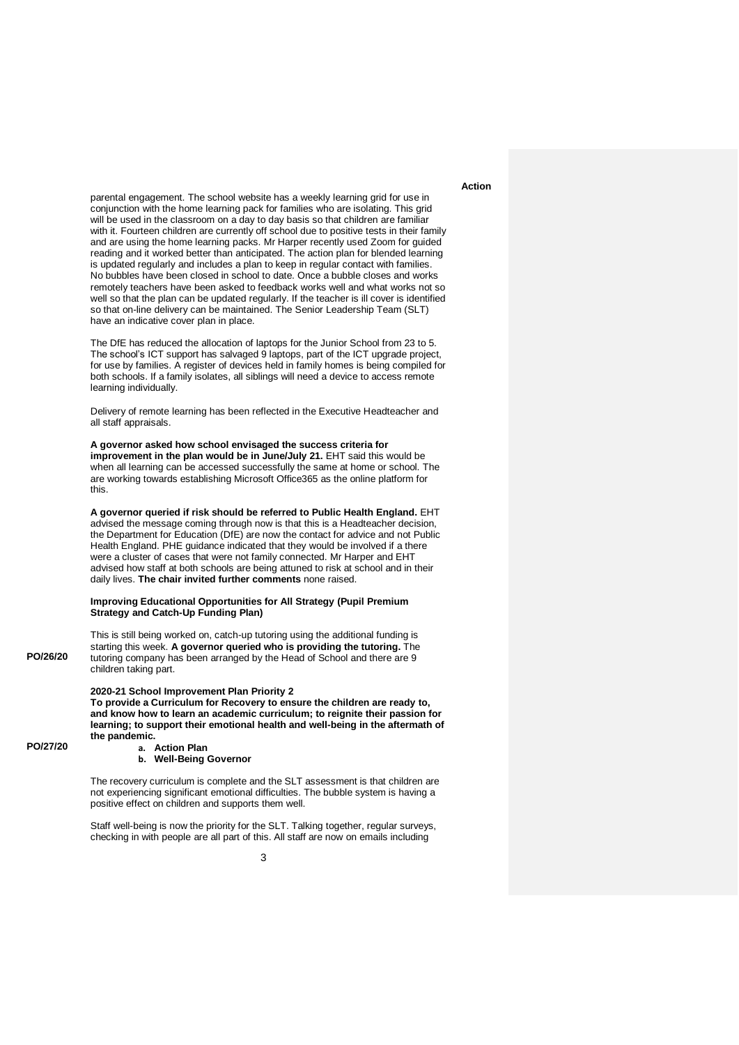**Action**

parental engagement. The school website has a weekly learning grid for use in conjunction with the home learning pack for families who are isolating. This grid will be used in the classroom on a day to day basis so that children are familiar with it. Fourteen children are currently off school due to positive tests in their family and are using the home learning packs. Mr Harper recently used Zoom for guided reading and it worked better than anticipated. The action plan for blended learning is updated regularly and includes a plan to keep in regular contact with families. No bubbles have been closed in school to date. Once a bubble closes and works remotely teachers have been asked to feedback works well and what works not so well so that the plan can be updated regularly. If the teacher is ill cover is identified so that on-line delivery can be maintained. The Senior Leadership Team (SLT) have an indicative cover plan in place.

The DfE has reduced the allocation of laptops for the Junior School from 23 to 5. The school's ICT support has salvaged 9 laptops, part of the ICT upgrade project, for use by families. A register of devices held in family homes is being compiled for both schools. If a family isolates, all siblings will need a device to access remote learning individually.

Delivery of remote learning has been reflected in the Executive Headteacher and all staff appraisals.

**A governor asked how school envisaged the success criteria for improvement in the plan would be in June/July 21.** EHT said this would be when all learning can be accessed successfully the same at home or school. The are working towards establishing Microsoft Office365 as the online platform for this.

**A governor queried if risk should be referred to Public Health England.** EHT advised the message coming through now is that this is a Headteacher decision, the Department for Education (DfE) are now the contact for advice and not Public Health England. PHE guidance indicated that they would be involved if a there were a cluster of cases that were not family connected. Mr Harper and EHT advised how staff at both schools are being attuned to risk at school and in their daily lives. **The chair invited further comments** none raised.

**PO/26/20**

**Improving Educational Opportunities for All Strategy (Pupil Premium Strategy and Catch-Up Funding Plan)**

This is still being worked on, catch-up tutoring using the additional funding is starting this week. **A governor queried who is providing the tutoring.** The tutoring company has been arranged by the Head of School and there are 9 children taking part.

**PO/27/20**

**2020-21 School Improvement Plan Priority 2**

**To provide a Curriculum for Recovery to ensure the children are ready to, and know how to learn an academic curriculum; to reignite their passion for learning; to support their emotional health and well-being in the aftermath of the pandemic.**

a. **Action Plan**
b. **Well-Being Governor**

The recovery curriculum is complete and the SLT assessment is that children are not experiencing significant emotional difficulties. The bubble system is having a positive effect on children and supports them well.

Staff well-being is now the priority for the SLT. Talking together, regular surveys, checking in with people are all part of this. All staff are now on emails including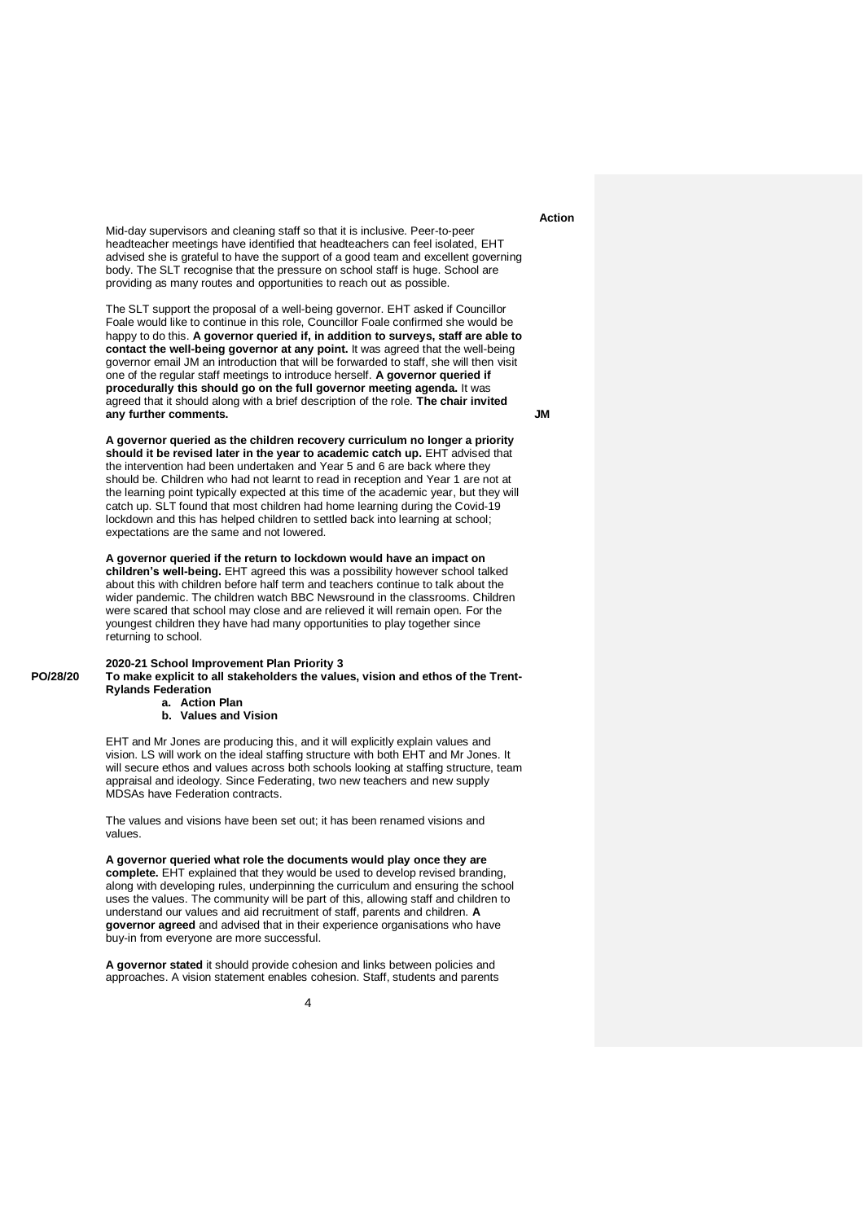**Action**

Mid-day supervisors and cleaning staff so that it is inclusive. Peer-to-peer headteacher meetings have identified that headteachers can feel isolated, EHT advised she is grateful to have the support of a good team and excellent governing body. The SLT recognise that the pressure on school staff is huge. School are providing as many routes and opportunities to reach out as possible.

The SLT support the proposal of a well-being governor. EHT asked if Councillor Foale would like to continue in this role, Councillor Foale confirmed she would be happy to do this. **A governor queried if, in addition to surveys, staff are able to contact the well-being governor at any point.** It was agreed that the well-being governor email JM an introduction that will be forwarded to staff, she will then visit one of the regular staff meetings to introduce herself. **A governor queried if procedurally this should go on the full governor meeting agenda.** It was agreed that it should along with a brief description of the role. **The chair invited any further comments.** **JM**

**A governor queried as the children recovery curriculum no longer a priority should it be revised later in the year to academic catch up.** EHT advised that the intervention had been undertaken and Year 5 and 6 are back where they should be. Children who had not learnt to read in reception and Year 1 are not at the learning point typically expected at this time of the academic year, but they will catch up. SLT found that most children had home learning during the Covid-19 lockdown and this has helped children to settled back into learning at school; expectations are the same and not lowered.

**A governor queried if the return to lockdown would have an impact on children's well-being.** EHT agreed this was a possibility however school talked about this with children before half term and teachers continue to talk about the wider pandemic. The children watch BBC Newsround in the classrooms. Children were scared that school may close and are relieved it will remain open. For the youngest children they have had many opportunities to play together since returning to school.

**PO/28/20** **2020-21 School Improvement Plan Priority 3**
**To make explicit to all stakeholders the values, vision and ethos of the Trent-Rylands Federation**

a. **Action Plan**
b. **Values and Vision**

EHT and Mr Jones are producing this, and it will explicitly explain values and vision. LS will work on the ideal staffing structure with both EHT and Mr Jones. It will secure ethos and values across both schools looking at staffing structure, team appraisal and ideology. Since Federating, two new teachers and new supply MDSAs have Federation contracts.

The values and visions have been set out; it has been renamed visions and values.

**A governor queried what role the documents would play once they are complete.** EHT explained that they would be used to develop revised branding, along with developing rules, underpinning the curriculum and ensuring the school uses the values. The community will be part of this, allowing staff and children to understand our values and aid recruitment of staff, parents and children. **A governor agreed** and advised that in their experience organisations who have buy-in from everyone are more successful.

**A governor stated** it should provide cohesion and links between policies and approaches. A vision statement enables cohesion. Staff, students and parents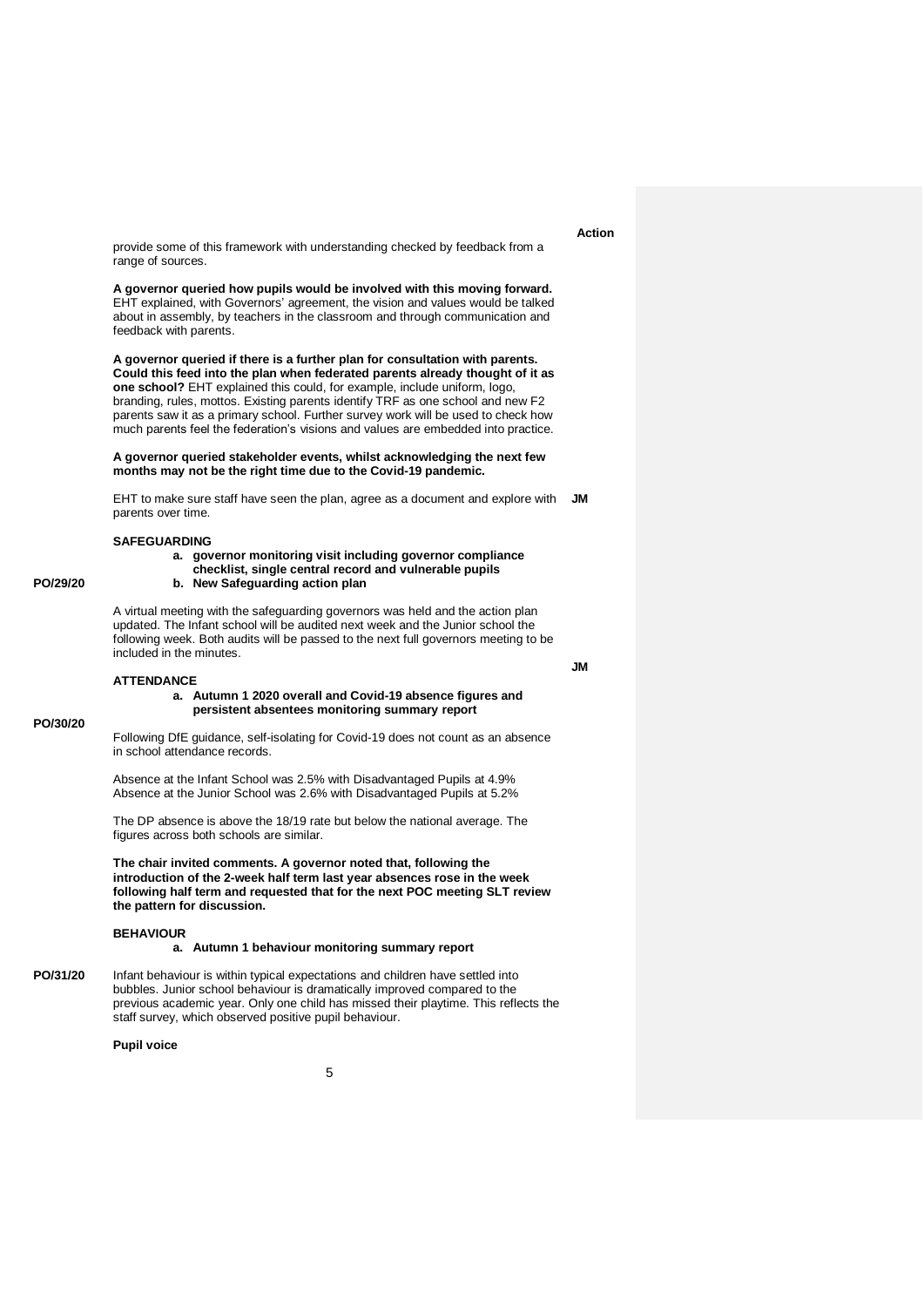| | | Action |
|---|---|---|
| | provide some of this framework with understanding checked by feedback from a range of sources. | |
| | **A governor queried how pupils would be involved with this moving forward.** EHT explained, with Governors' agreement, the vision and values would be talked about in assembly, by teachers in the classroom and through communication and feedback with parents. | |
| | **A governor queried if there is a further plan for consultation with parents. Could this feed into the plan when federated parents already thought of it as one school?** EHT explained this could, for example, include uniform, logo, branding, rules, mottos. Existing parents identify TRF as one school and new F2 parents saw it as a primary school. Further survey work will be used to check how much parents feel the federation's visions and values are embedded into practice. | |
| | **A governor queried stakeholder events, whilst acknowledging the next few months may not be the right time due to the Covid-19 pandemic.** | |
| | EHT to make sure staff have seen the plan, agree as a document and explore with parents over time. | **JM** |
| **PO/29/20** | **SAFEGUARDING**<br>a. **governor monitoring visit including governor compliance checklist, single central record and vulnerable pupils**<br>b. **New Safeguarding action plan** | |
| | A virtual meeting with the safeguarding governors was held and the action plan updated. The Infant school will be audited next week and the Junior school the following week. Both audits will be passed to the next full governors meeting to be included in the minutes. | **JM** |
| **PO/30/20** | **ATTENDANCE**<br>a. **Autumn 1 2020 overall and Covid-19 absence figures and persistent absentees monitoring summary report** | |
| | Following DfE guidance, self-isolating for Covid-19 does not count as an absence in school attendance records. | |
| | Absence at the Infant School was 2.5% with Disadvantaged Pupils at 4.9%<br>Absence at the Junior School was 2.6% with Disadvantaged Pupils at 5.2% | |
| | The DP absence is above the 18/19 rate but below the national average. The figures across both schools are similar. | |
| | **The chair invited comments. A governor noted that, following the introduction of the 2-week half term last year absences rose in the week following half term and requested that for the next POC meeting SLT review the pattern for discussion.** | |
| | **BEHAVIOUR**<br>a. **Autumn 1 behaviour monitoring summary report** | |
| **PO/31/20** | Infant behaviour is within typical expectations and children have settled into bubbles. Junior school behaviour is dramatically improved compared to the previous academic year. Only one child has missed their playtime. This reflects the staff survey, which observed positive pupil behaviour. | |
| | **Pupil voice** | |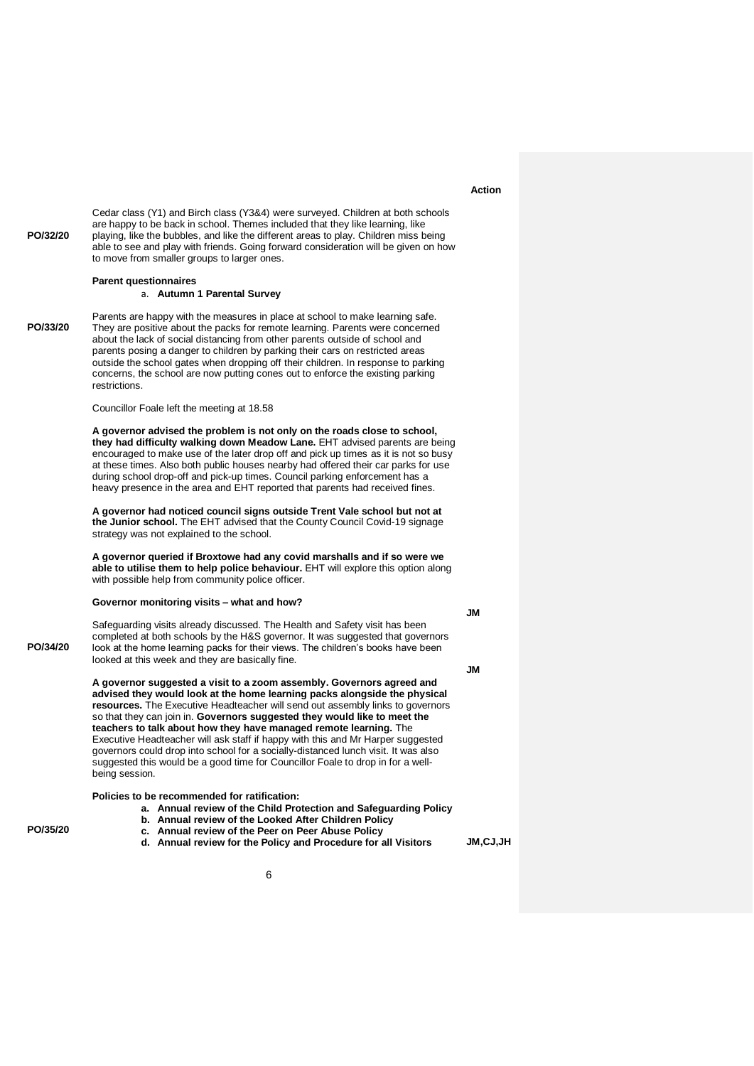| | | Action |
|---|---|---|
| PO/32/20 | Cedar class (Y1) and Birch class (Y3&4) were surveyed. Children at both schools are happy to be back in school. Themes included that they like learning, like playing, like the bubbles, and like the different areas to play. Children miss being able to see and play with friends. Going forward consideration will be given on how to move from smaller groups to larger ones. | |
| PO/33/20 | **Parent questionnaires**<br>a. **Autumn 1 Parental Survey**<br><br>Parents are happy with the measures in place at school to make learning safe. They are positive about the packs for remote learning. Parents were concerned about the lack of social distancing from other parents outside of school and parents posing a danger to children by parking their cars on restricted areas outside the school gates when dropping off their children. In response to parking concerns, the school are now putting cones out to enforce the existing parking restrictions.<br><br>Councillor Foale left the meeting at 18.58<br><br>**A governor advised the problem is not only on the roads close to school, they had difficulty walking down Meadow Lane.** EHT advised parents are being encouraged to make use of the later drop off and pick up times as it is not so busy at these times. Also both public houses nearby had offered their car parks for use during school drop-off and pick-up times. Council parking enforcement has a heavy presence in the area and EHT reported that parents had received fines.<br><br>**A governor had noticed council signs outside Trent Vale school but not at the Junior school.** The EHT advised that the County Council Covid-19 signage strategy was not explained to the school.<br><br>**A governor queried if Broxtowe had any covid marshalls and if so were we able to utilise them to help police behaviour.** EHT will explore this option along with possible help from community police officer. | |
| PO/34/20 | **Governor monitoring visits – what and how?**<br><br>Safeguarding visits already discussed. The Health and Safety visit has been completed at both schools by the H&S governor. It was suggested that governors look at the home learning packs for their views. The children's books have been looked at this week and they are basically fine.<br><br>**A governor suggested a visit to a zoom assembly. Governors agreed and advised they would look at the home learning packs alongside the physical resources.** The Executive Headteacher will send out assembly links to governors so that they can join in. **Governors suggested they would like to meet the teachers to talk about how they have managed remote learning.** The Executive Headteacher will ask staff if happy with this and Mr Harper suggested governors could drop into school for a socially-distanced lunch visit. It was also suggested this would be a good time for Councillor Foale to drop in for a well-being session. | JM<br><br>JM |
| PO/35/20 | **Policies to be recommended for ratification:**<br>a. **Annual review of the Child Protection and Safeguarding Policy**<br>b. **Annual review of the Looked After Children Policy**<br>c. **Annual review of the Peer on Peer Abuse Policy**<br>d. **Annual review for the Policy and Procedure for all Visitors** | JM,CJ,JH |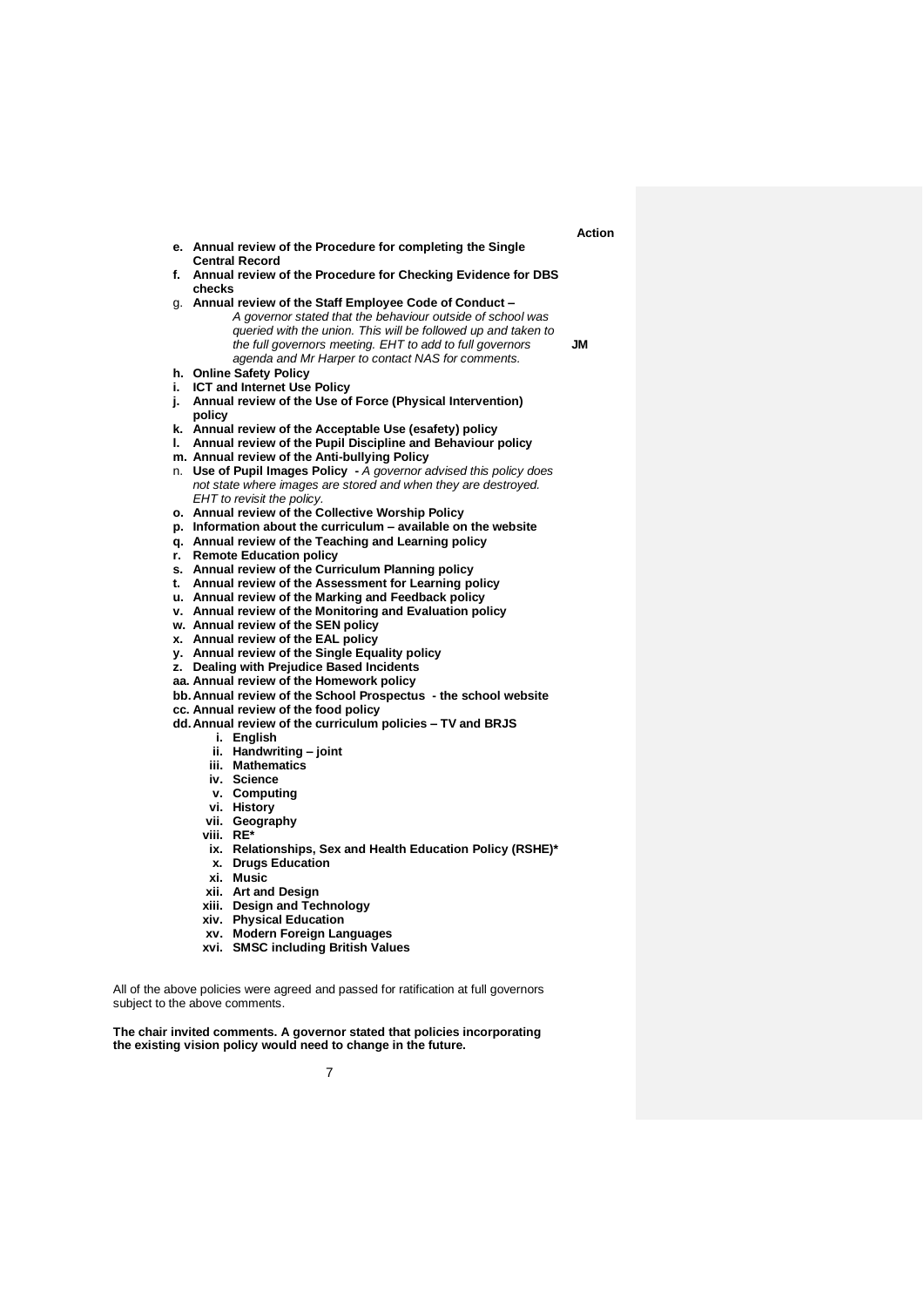**Action**

- **e. Annual review of the Procedure for completing the Single Central Record**
- **f. Annual review of the Procedure for Checking Evidence for DBS checks**
- g. **Annual review of the Staff Employee Code of Conduct –**
  *A governor stated that the behaviour outside of school was queried with the union. This will be followed up and taken to the full governors meeting. EHT to add to full governors agenda and Mr Harper to contact NAS for comments.* **JM**
- **h. Online Safety Policy**
- **i. ICT and Internet Use Policy**
- **j. Annual review of the Use of Force (Physical Intervention) policy**
- **k. Annual review of the Acceptable Use (esafety) policy**
- **l. Annual review of the Pupil Discipline and Behaviour policy**
- **m. Annual review of the Anti-bullying Policy**
- n. **Use of Pupil Images Policy -** *A governor advised this policy does not state where images are stored and when they are destroyed. EHT to revisit the policy.*
- **o. Annual review of the Collective Worship Policy**
- **p. Information about the curriculum – available on the website**
- **q. Annual review of the Teaching and Learning policy**
- **r. Remote Education policy**
- **s. Annual review of the Curriculum Planning policy**
- **t. Annual review of the Assessment for Learning policy**
- **u. Annual review of the Marking and Feedback policy**
- **v. Annual review of the Monitoring and Evaluation policy**
- **w. Annual review of the SEN policy**
- **x. Annual review of the EAL policy**
- **y. Annual review of the Single Equality policy**
- **z. Dealing with Prejudice Based Incidents**
- **aa. Annual review of the Homework policy**
- **bb. Annual review of the School Prospectus - the school website**
- **cc. Annual review of the food policy**
- **dd. Annual review of the curriculum policies – TV and BRJS**
  - **i. English**
  - **ii. Handwriting – joint**
  - **iii. Mathematics**
  - **iv. Science**
  - **v. Computing**
  - **vi. History**
  - **vii. Geography**
  - **viii. RE***
  - **ix. Relationships, Sex and Health Education Policy (RSHE)***
  - **x. Drugs Education**
  - **xi. Music**
  - **xii. Art and Design**
  - **xiii. Design and Technology**
  - **xiv. Physical Education**
  - **xv. Modern Foreign Languages**
  - **xvi. SMSC including British Values**

All of the above policies were agreed and passed for ratification at full governors subject to the above comments.

**The chair invited comments. A governor stated that policies incorporating the existing vision policy would need to change in the future.**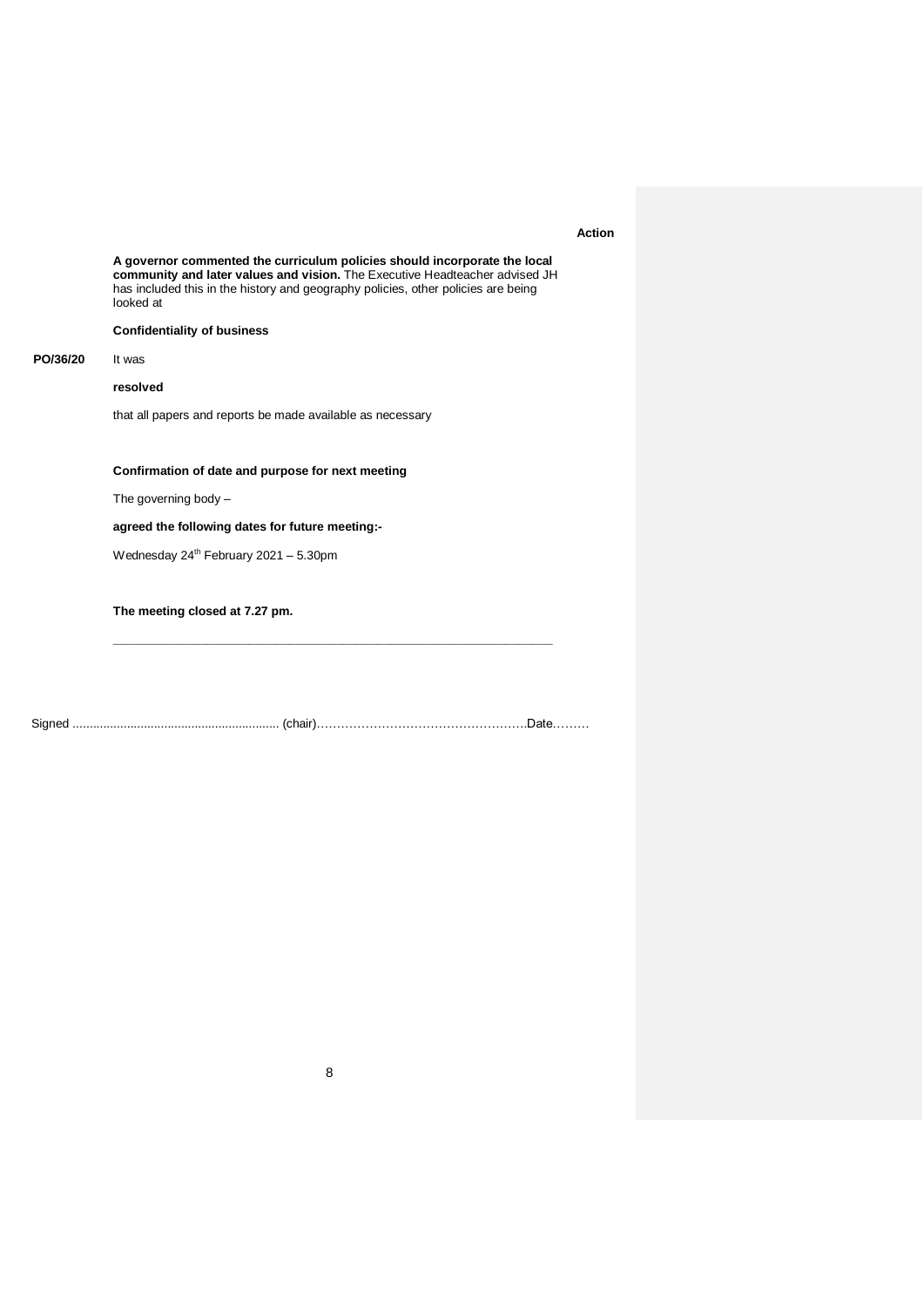**Action**

**A governor commented the curriculum policies should incorporate the local community and later values and vision.** The Executive Headteacher advised JH has included this in the history and geography policies, other policies are being looked at

**Confidentiality of business**

**PO/36/20** It was

**resolved**

that all papers and reports be made available as necessary

**Confirmation of date and purpose for next meeting**

The governing body –

**agreed the following dates for future meeting:-**

Wednesday 24th February 2021 – 5.30pm

**The meeting closed at 7.27 pm.**

---

Signed ............................................................ (chair)…………………………………………….Date………